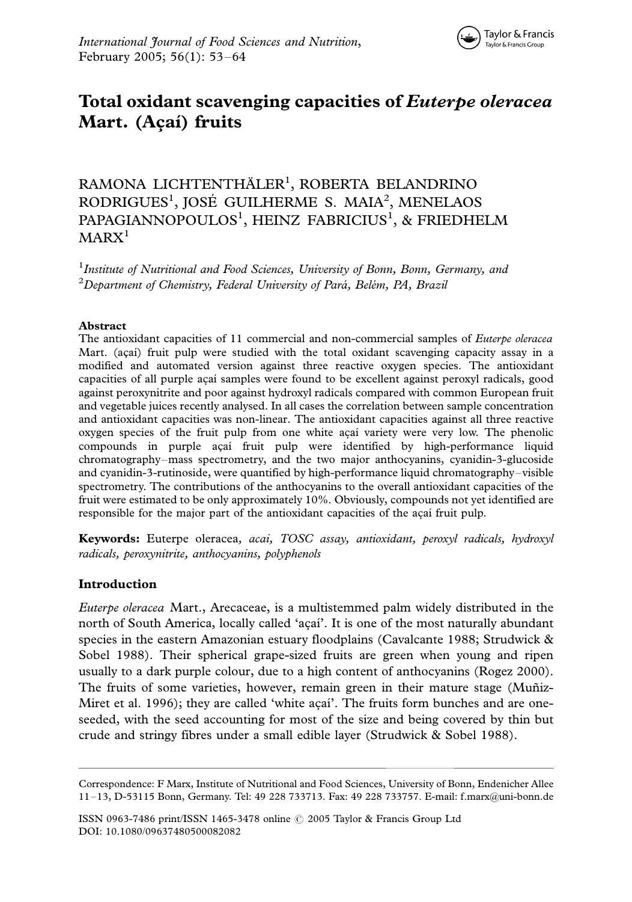# Total oxidant scavenging capacities of *Euterpe oleracea* Mart. (Açaí) fruits

RAMONA LICHTENTHÄLER[1], ROBERTA BELANDRINO RODRIGUES[1], JOSÉ GUILHERME S. MAIA[2], MENELAOS PAPAGIANNOPOULOS[1], HEINZ FABRICIUS[1], & FRIEDHELM MARX[1]

[1]*Institute of Nutritional and Food Sciences, University of Bonn, Bonn, Germany, and* [2]*Department of Chemistry, Federal University of Pará, Belém, PA, Brazil*

## Abstract

The antioxidant capacities of 11 commercial and non-commercial samples of *Euterpe oleracea* Mart. (açaí) fruit pulp were studied with the total oxidant scavenging capacity assay in a modified and automated version against three reactive oxygen species. The antioxidant capacities of all purple açaí samples were found to be excellent against peroxyl radicals, good against peroxynitrite and poor against hydroxyl radicals compared with common European fruit and vegetable juices recently analysed. In all cases the correlation between sample concentration and antioxidant capacities was non-linear. The antioxidant capacities against all three reactive oxygen species of the fruit pulp from one white açaí variety were very low. The phenolic compounds in purple açaí fruit pulp were identified by high-performance liquid chromatography–mass spectrometry, and the two major anthocyanins, cyanidin-3-glucoside and cyanidin-3-rutinoside, were quantified by high-performance liquid chromatography–visible spectrometry. The contributions of the anthocyanins to the overall antioxidant capacities of the fruit were estimated to be only approximately 10%. Obviously, compounds not yet identified are responsible for the major part of the antioxidant capacities of the açaí fruit pulp.

**Keywords:** Euterpe oleracea*, acai, TOSC assay, antioxidant, peroxyl radicals, hydroxyl radicals, peroxynitrite, anthocyanins, polyphenols*

## Introduction

*Euterpe oleracea* Mart., Arecaceae, is a multistemmed palm widely distributed in the north of South America, locally called 'açaí'. It is one of the most naturally abundant species in the eastern Amazonian estuary floodplains (Cavalcante 1988; Strudwick & Sobel 1988). Their spherical grape-sized fruits are green when young and ripen usually to a dark purple colour, due to a high content of anthocyanins (Rogez 2000). The fruits of some varieties, however, remain green in their mature stage (Muñiz-Miret et al. 1996); they are called 'white açaí'. The fruits form bunches and are one-seeded, with the seed accounting for most of the size and being covered by thin but crude and stringy fibres under a small edible layer (Strudwick & Sobel 1988).

Correspondence: F Marx, Institute of Nutritional and Food Sciences, University of Bonn, Endenicher Allee 11–13, D-53115 Bonn, Germany. Tel: 49 228 733713. Fax: 49 228 733757. E-mail: f.marx@uni-bonn.de

ISSN 0963-7486 print/ISSN 1465-3478 online © 2005 Taylor & Francis Group Ltd
DOI: 10.1080/09637480500082082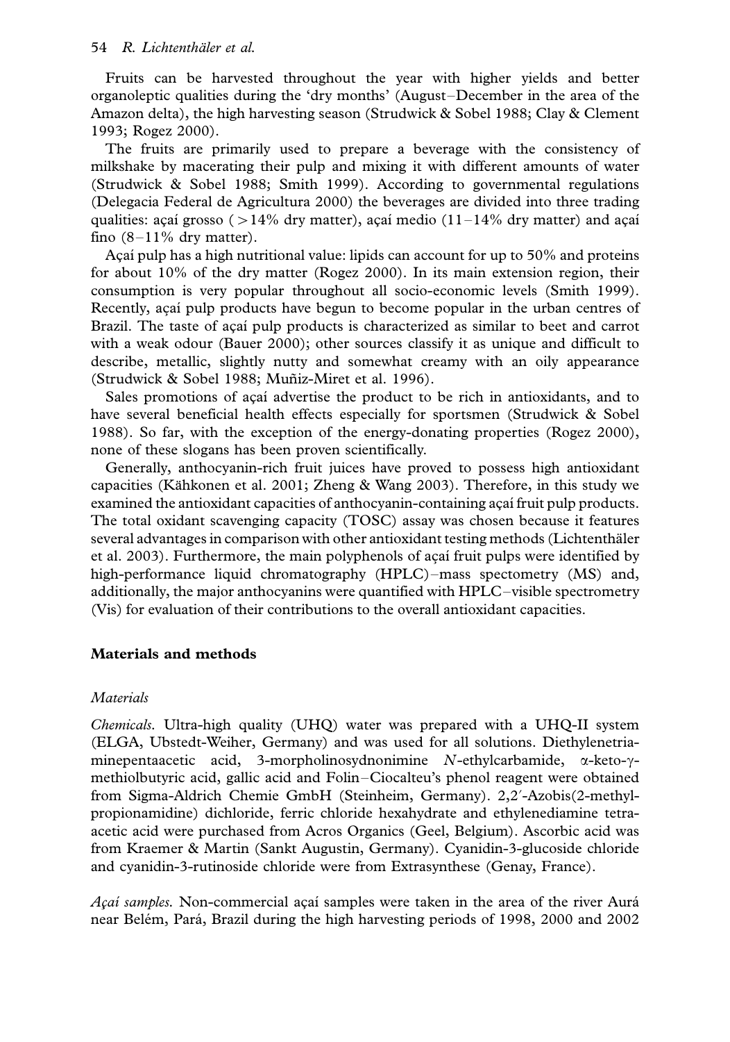Fruits can be harvested throughout the year with higher yields and better organoleptic qualities during the 'dry months' (August–December in the area of the Amazon delta), the high harvesting season (Strudwick & Sobel 1988; Clay & Clement 1993; Rogez 2000).

The fruits are primarily used to prepare a beverage with the consistency of milkshake by macerating their pulp and mixing it with different amounts of water (Strudwick & Sobel 1988; Smith 1999). According to governmental regulations (Delegacia Federal de Agricultura 2000) the beverages are divided into three trading qualities: açaí grosso ($>14\%$ dry matter), açaí medio (11–14% dry matter) and açaí fino (8–11% dry matter).

Açaí pulp has a high nutritional value: lipids can account for up to 50% and proteins for about 10% of the dry matter (Rogez 2000). In its main extension region, their consumption is very popular throughout all socio-economic levels (Smith 1999). Recently, açaí pulp products have begun to become popular in the urban centres of Brazil. The taste of açaí pulp products is characterized as similar to beet and carrot with a weak odour (Bauer 2000); other sources classify it as unique and difficult to describe, metallic, slightly nutty and somewhat creamy with an oily appearance (Strudwick & Sobel 1988; Muñiz-Miret et al. 1996).

Sales promotions of açaí advertise the product to be rich in antioxidants, and to have several beneficial health effects especially for sportsmen (Strudwick & Sobel 1988). So far, with the exception of the energy-donating properties (Rogez 2000), none of these slogans has been proven scientifically.

Generally, anthocyanin-rich fruit juices have proved to possess high antioxidant capacities (Kähkonen et al. 2001; Zheng & Wang 2003). Therefore, in this study we examined the antioxidant capacities of anthocyanin-containing açaí fruit pulp products. The total oxidant scavenging capacity (TOSC) assay was chosen because it features several advantages in comparison with other antioxidant testing methods (Lichtenthäler et al. 2003). Furthermore, the main polyphenols of açaí fruit pulps were identified by high-performance liquid chromatography (HPLC)–mass spectometry (MS) and, additionally, the major anthocyanins were quantified with HPLC–visible spectrometry (Vis) for evaluation of their contributions to the overall antioxidant capacities.

## Materials and methods

### *Materials*

*Chemicals.* Ultra-high quality (UHQ) water was prepared with a UHQ-II system (ELGA, Ubstedt-Weiher, Germany) and was used for all solutions. Diethylenetriaminepentaacetic acid, 3-morpholinosydnonimine *N*-ethylcarbamide, α-keto-γ-methiolbutyric acid, gallic acid and Folin–Ciocalteu's phenol reagent were obtained from Sigma-Aldrich Chemie GmbH (Steinheim, Germany). 2,2′-Azobis(2-methylpropionamidine) dichloride, ferric chloride hexahydrate and ethylenediamine tetraacetic acid were purchased from Acros Organics (Geel, Belgium). Ascorbic acid was from Kraemer & Martin (Sankt Augustin, Germany). Cyanidin-3-glucoside chloride and cyanidin-3-rutinoside chloride were from Extrasynthese (Genay, France).

*Açaí samples.* Non-commercial açaí samples were taken in the area of the river Aurá near Belém, Pará, Brazil during the high harvesting periods of 1998, 2000 and 2002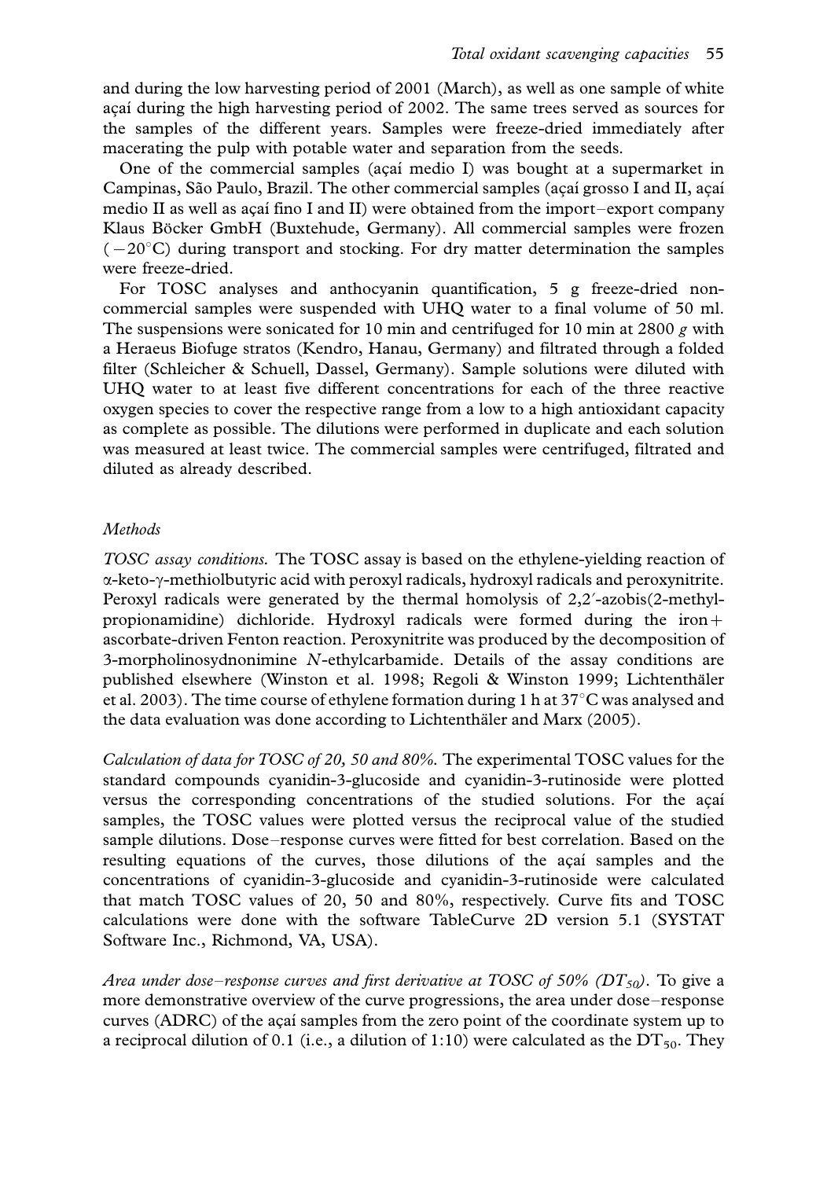and during the low harvesting period of 2001 (March), as well as one sample of white açaí during the high harvesting period of 2002. The same trees served as sources for the samples of the different years. Samples were freeze-dried immediately after macerating the pulp with potable water and separation from the seeds.

One of the commercial samples (açaí medio I) was bought at a supermarket in Campinas, São Paulo, Brazil. The other commercial samples (açaí grosso I and II, açaí medio II as well as açaí fino I and II) were obtained from the import–export company Klaus Böcker GmbH (Buxtehude, Germany). All commercial samples were frozen ($-20^{\circ}$C) during transport and stocking. For dry matter determination the samples were freeze-dried.

For TOSC analyses and anthocyanin quantification, 5 g freeze-dried non-commercial samples were suspended with UHQ water to a final volume of 50 ml. The suspensions were sonicated for 10 min and centrifuged for 10 min at 2800 *g* with a Heraeus Biofuge stratos (Kendro, Hanau, Germany) and filtrated through a folded filter (Schleicher & Schuell, Dassel, Germany). Sample solutions were diluted with UHQ water to at least five different concentrations for each of the three reactive oxygen species to cover the respective range from a low to a high antioxidant capacity as complete as possible. The dilutions were performed in duplicate and each solution was measured at least twice. The commercial samples were centrifuged, filtrated and diluted as already described.

### *Methods*

*TOSC assay conditions.* The TOSC assay is based on the ethylene-yielding reaction of α-keto-γ-methiolbutyric acid with peroxyl radicals, hydroxyl radicals and peroxynitrite. Peroxyl radicals were generated by the thermal homolysis of 2,2′-azobis(2-methyl-propionamidine) dichloride. Hydroxyl radicals were formed during the iron+ ascorbate-driven Fenton reaction. Peroxynitrite was produced by the decomposition of 3-morpholinosydnonimine *N*-ethylcarbamide. Details of the assay conditions are published elsewhere (Winston et al. 1998; Regoli & Winston 1999; Lichtenthäler et al. 2003). The time course of ethylene formation during 1 h at 37°C was analysed and the data evaluation was done according to Lichtenthäler and Marx (2005).

*Calculation of data for TOSC of 20, 50 and 80%.* The experimental TOSC values for the standard compounds cyanidin-3-glucoside and cyanidin-3-rutinoside were plotted versus the corresponding concentrations of the studied solutions. For the açaí samples, the TOSC values were plotted versus the reciprocal value of the studied sample dilutions. Dose–response curves were fitted for best correlation. Based on the resulting equations of the curves, those dilutions of the açaí samples and the concentrations of cyanidin-3-glucoside and cyanidin-3-rutinoside were calculated that match TOSC values of 20, 50 and 80%, respectively. Curve fits and TOSC calculations were done with the software TableCurve 2D version 5.1 (SYSTAT Software Inc., Richmond, VA, USA).

*Area under dose–response curves and first derivative at TOSC of 50% ($DT_{50}$).* To give a more demonstrative overview of the curve progressions, the area under dose–response curves (ADRC) of the açaí samples from the zero point of the coordinate system up to a reciprocal dilution of 0.1 (i.e., a dilution of 1:10) were calculated as the $DT_{50}$. They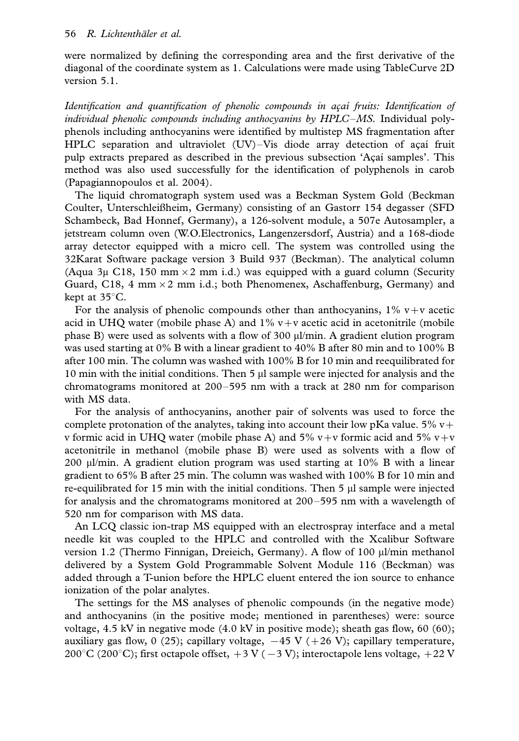were normalized by defining the corresponding area and the first derivative of the diagonal of the coordinate system as 1. Calculations were made using TableCurve 2D version 5.1.

*Identification and quantification of phenolic compounds in açaí fruits: Identification of individual phenolic compounds including anthocyanins by HPLC–MS.* Individual polyphenols including anthocyanins were identified by multistep MS fragmentation after HPLC separation and ultraviolet (UV)–Vis diode array detection of açaí fruit pulp extracts prepared as described in the previous subsection 'Açaí samples'. This method was also used successfully for the identification of polyphenols in carob (Papagiannopoulos et al. 2004).

The liquid chromatograph system used was a Beckman System Gold (Beckman Coulter, Unterschleißheim, Germany) consisting of an Gastorr 154 degasser (SFD Schambeck, Bad Honnef, Germany), a 126-solvent module, a 507e Autosampler, a jetstream column oven (W.O.Electronics, Langenzersdorf, Austria) and a 168-diode array detector equipped with a micro cell. The system was controlled using the 32Karat Software package version 3 Build 937 (Beckman). The analytical column (Aqua 3μ C18, 150 mm × 2 mm i.d.) was equipped with a guard column (Security Guard, C18, 4 mm × 2 mm i.d.; both Phenomenex, Aschaffenburg, Germany) and kept at 35°C.

For the analysis of phenolic compounds other than anthocyanins, 1% v+v acetic acid in UHQ water (mobile phase A) and 1% v+v acetic acid in acetonitrile (mobile phase B) were used as solvents with a flow of 300 μl/min. A gradient elution program was used starting at 0% B with a linear gradient to 40% B after 80 min and to 100% B after 100 min. The column was washed with 100% B for 10 min and reequilibrated for 10 min with the initial conditions. Then 5 μl sample were injected for analysis and the chromatograms monitored at 200–595 nm with a track at 280 nm for comparison with MS data.

For the analysis of anthocyanins, another pair of solvents was used to force the complete protonation of the analytes, taking into account their low pKa value. 5% v+v formic acid in UHQ water (mobile phase A) and 5% v+v formic acid and 5% v+v acetonitrile in methanol (mobile phase B) were used as solvents with a flow of 200 μl/min. A gradient elution program was used starting at 10% B with a linear gradient to 65% B after 25 min. The column was washed with 100% B for 10 min and re-equilibrated for 15 min with the initial conditions. Then 5 μl sample were injected for analysis and the chromatograms monitored at 200–595 nm with a wavelength of 520 nm for comparison with MS data.

An LCQ classic ion-trap MS equipped with an electrospray interface and a metal needle kit was coupled to the HPLC and controlled with the Xcalibur Software version 1.2 (Thermo Finnigan, Dreieich, Germany). A flow of 100 μl/min methanol delivered by a System Gold Programmable Solvent Module 116 (Beckman) was added through a T-union before the HPLC eluent entered the ion source to enhance ionization of the polar analytes.

The settings for the MS analyses of phenolic compounds (in the negative mode) and anthocyanins (in the positive mode; mentioned in parentheses) were: source voltage, 4.5 kV in negative mode (4.0 kV in positive mode); sheath gas flow, 60 (60); auxiliary gas flow, 0 (25); capillary voltage, −45 V (+26 V); capillary temperature, 200°C (200°C); first octapole offset, +3 V (−3 V); interoctapole lens voltage, +22 V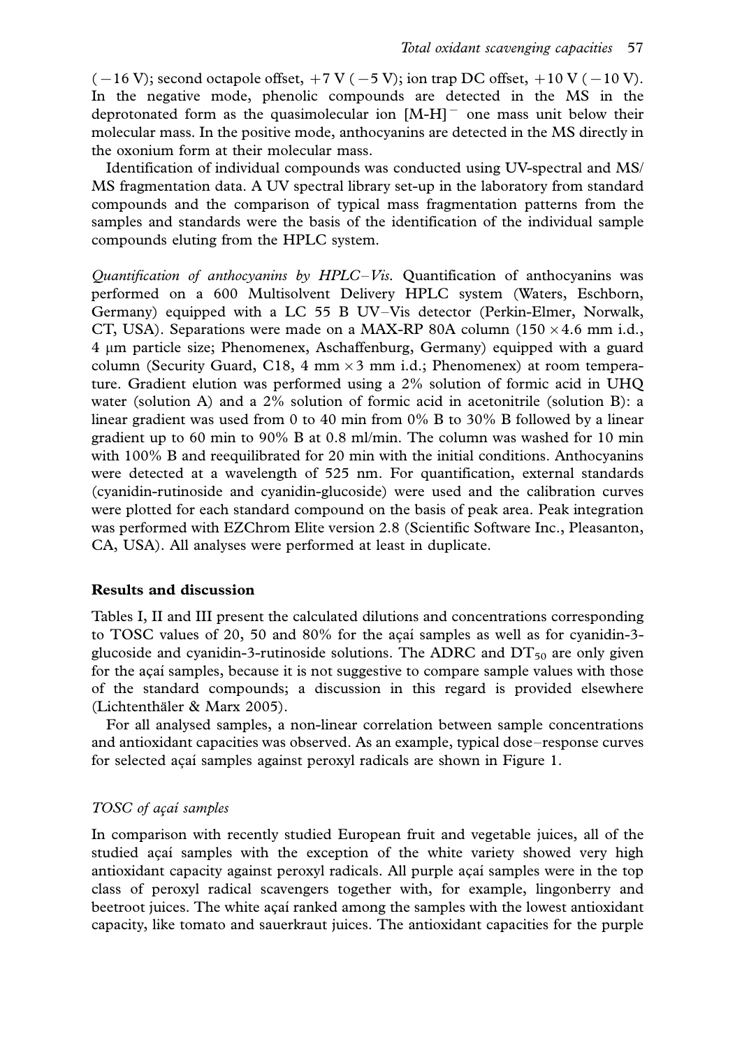(−16 V); second octapole offset, +7 V (−5 V); ion trap DC offset, +10 V (−10 V). In the negative mode, phenolic compounds are detected in the MS in the deprotonated form as the quasimolecular ion $[M\text{-}H]^-$ one mass unit below their molecular mass. In the positive mode, anthocyanins are detected in the MS directly in the oxonium form at their molecular mass.

Identification of individual compounds was conducted using UV-spectral and MS/MS fragmentation data. A UV spectral library set-up in the laboratory from standard compounds and the comparison of typical mass fragmentation patterns from the samples and standards were the basis of the identification of the individual sample compounds eluting from the HPLC system.

*Quantification of anthocyanins by HPLC–Vis.* Quantification of anthocyanins was performed on a 600 Multisolvent Delivery HPLC system (Waters, Eschborn, Germany) equipped with a LC 55 B UV–Vis detector (Perkin-Elmer, Norwalk, CT, USA). Separations were made on a MAX-RP 80A column (150 × 4.6 mm i.d., 4 μm particle size; Phenomenex, Aschaffenburg, Germany) equipped with a guard column (Security Guard, C18, 4 mm × 3 mm i.d.; Phenomenex) at room temperature. Gradient elution was performed using a 2% solution of formic acid in UHQ water (solution A) and a 2% solution of formic acid in acetonitrile (solution B): a linear gradient was used from 0 to 40 min from 0% B to 30% B followed by a linear gradient up to 60 min to 90% B at 0.8 ml/min. The column was washed for 10 min with 100% B and reequilibrated for 20 min with the initial conditions. Anthocyanins were detected at a wavelength of 525 nm. For quantification, external standards (cyanidin-rutinoside and cyanidin-glucoside) were used and the calibration curves were plotted for each standard compound on the basis of peak area. Peak integration was performed with EZChrom Elite version 2.8 (Scientific Software Inc., Pleasanton, CA, USA). All analyses were performed at least in duplicate.

## Results and discussion

Tables I, II and III present the calculated dilutions and concentrations corresponding to TOSC values of 20, 50 and 80% for the açaí samples as well as for cyanidin-3-glucoside and cyanidin-3-rutinoside solutions. The ADRC and $DT_{50}$ are only given for the açaí samples, because it is not suggestive to compare sample values with those of the standard compounds; a discussion in this regard is provided elsewhere (Lichtenthäler & Marx 2005).

For all analysed samples, a non-linear correlation between sample concentrations and antioxidant capacities was observed. As an example, typical dose–response curves for selected açaí samples against peroxyl radicals are shown in Figure 1.

### *TOSC of açaí samples*

In comparison with recently studied European fruit and vegetable juices, all of the studied açaí samples with the exception of the white variety showed very high antioxidant capacity against peroxyl radicals. All purple açaí samples were in the top class of peroxyl radical scavengers together with, for example, lingonberry and beetroot juices. The white açaí ranked among the samples with the lowest antioxidant capacity, like tomato and sauerkraut juices. The antioxidant capacities for the purple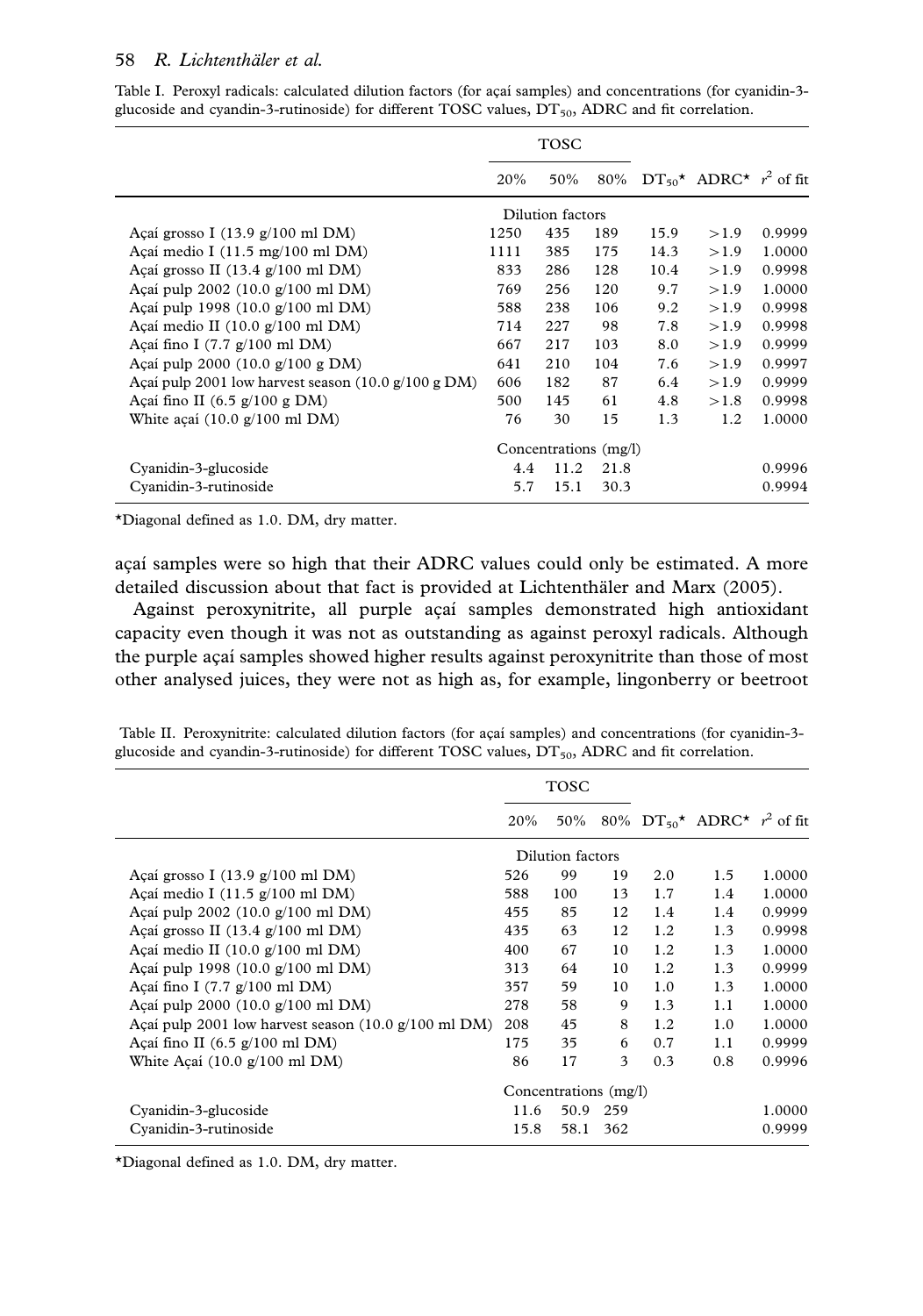Table I. Peroxyl radicals: calculated dilution factors (for açaí samples) and concentrations (for cyanidin-3-glucoside and cyandin-3-rutinoside) for different TOSC values, $DT_{50}$, ADRC and fit correlation.

| | TOSC | | | | | |
|---|---|---|---|---|---|---|
| | 20% | 50% | 80% | $DT_{50}$* | ADRC* | $r^2$ of fit |
| | Dilution factors | | | | | |
| Açaí grosso I (13.9 g/100 ml DM) | 1250 | 435 | 189 | 15.9 | >1.9 | 0.9999 |
| Açaí medio I (11.5 mg/100 ml DM) | 1111 | 385 | 175 | 14.3 | >1.9 | 1.0000 |
| Açaí grosso II (13.4 g/100 ml DM) | 833 | 286 | 128 | 10.4 | >1.9 | 0.9998 |
| Açaí pulp 2002 (10.0 g/100 ml DM) | 769 | 256 | 120 | 9.7 | >1.9 | 1.0000 |
| Açaí pulp 1998 (10.0 g/100 ml DM) | 588 | 238 | 106 | 9.2 | >1.9 | 0.9998 |
| Açaí medio II (10.0 g/100 ml DM) | 714 | 227 | 98 | 7.8 | >1.9 | 0.9998 |
| Açaí fino I (7.7 g/100 ml DM) | 667 | 217 | 103 | 8.0 | >1.9 | 0.9999 |
| Açaí pulp 2000 (10.0 g/100 g DM) | 641 | 210 | 104 | 7.6 | >1.9 | 0.9997 |
| Açaí pulp 2001 low harvest season (10.0 g/100 g DM) | 606 | 182 | 87 | 6.4 | >1.9 | 0.9999 |
| Açaí fino II (6.5 g/100 g DM) | 500 | 145 | 61 | 4.8 | >1.8 | 0.9998 |
| White açaí (10.0 g/100 ml DM) | 76 | 30 | 15 | 1.3 | 1.2 | 1.0000 |
| | Concentrations (mg/l) | | | | | |
| Cyanidin-3-glucoside | 4.4 | 11.2 | 21.8 | | | 0.9996 |
| Cyanidin-3-rutinoside | 5.7 | 15.1 | 30.3 | | | 0.9994 |

*Diagonal defined as 1.0. DM, dry matter.

açaí samples were so high that their ADRC values could only be estimated. A more detailed discussion about that fact is provided at Lichtenthäler and Marx (2005).

Against peroxynitrite, all purple açaí samples demonstrated high antioxidant capacity even though it was not as outstanding as against peroxyl radicals. Although the purple açaí samples showed higher results against peroxynitrite than those of most other analysed juices, they were not as high as, for example, lingonberry or beetroot

Table II. Peroxynitrite: calculated dilution factors (for açaí samples) and concentrations (for cyanidin-3-glucoside and cyandin-3-rutinoside) for different TOSC values, $DT_{50}$, ADRC and fit correlation.

| | TOSC | | | | | |
|---|---|---|---|---|---|---|
| | 20% | 50% | 80% | $DT_{50}$* | ADRC* | $r^2$ of fit |
| | Dilution factors | | | | | |
| Açaí grosso I (13.9 g/100 ml DM) | 526 | 99 | 19 | 2.0 | 1.5 | 1.0000 |
| Açaí medio I (11.5 g/100 ml DM) | 588 | 100 | 13 | 1.7 | 1.4 | 1.0000 |
| Açaí pulp 2002 (10.0 g/100 ml DM) | 455 | 85 | 12 | 1.4 | 1.4 | 0.9999 |
| Açaí grosso II (13.4 g/100 ml DM) | 435 | 63 | 12 | 1.2 | 1.3 | 0.9998 |
| Açaí medio II (10.0 g/100 ml DM) | 400 | 67 | 10 | 1.2 | 1.3 | 1.0000 |
| Açaí pulp 1998 (10.0 g/100 ml DM) | 313 | 64 | 10 | 1.2 | 1.3 | 0.9999 |
| Açaí fino I (7.7 g/100 ml DM) | 357 | 59 | 10 | 1.0 | 1.3 | 1.0000 |
| Açaí pulp 2000 (10.0 g/100 ml DM) | 278 | 58 | 9 | 1.3 | 1.1 | 1.0000 |
| Açaí pulp 2001 low harvest season (10.0 g/100 ml DM) | 208 | 45 | 8 | 1.2 | 1.0 | 1.0000 |
| Açaí fino II (6.5 g/100 ml DM) | 175 | 35 | 6 | 0.7 | 1.1 | 0.9999 |
| White Açaí (10.0 g/100 ml DM) | 86 | 17 | 3 | 0.3 | 0.8 | 0.9996 |
| | Concentrations (mg/l) | | | | | |
| Cyanidin-3-glucoside | 11.6 | 50.9 | 259 | | | 1.0000 |
| Cyanidin-3-rutinoside | 15.8 | 58.1 | 362 | | | 0.9999 |

*Diagonal defined as 1.0. DM, dry matter.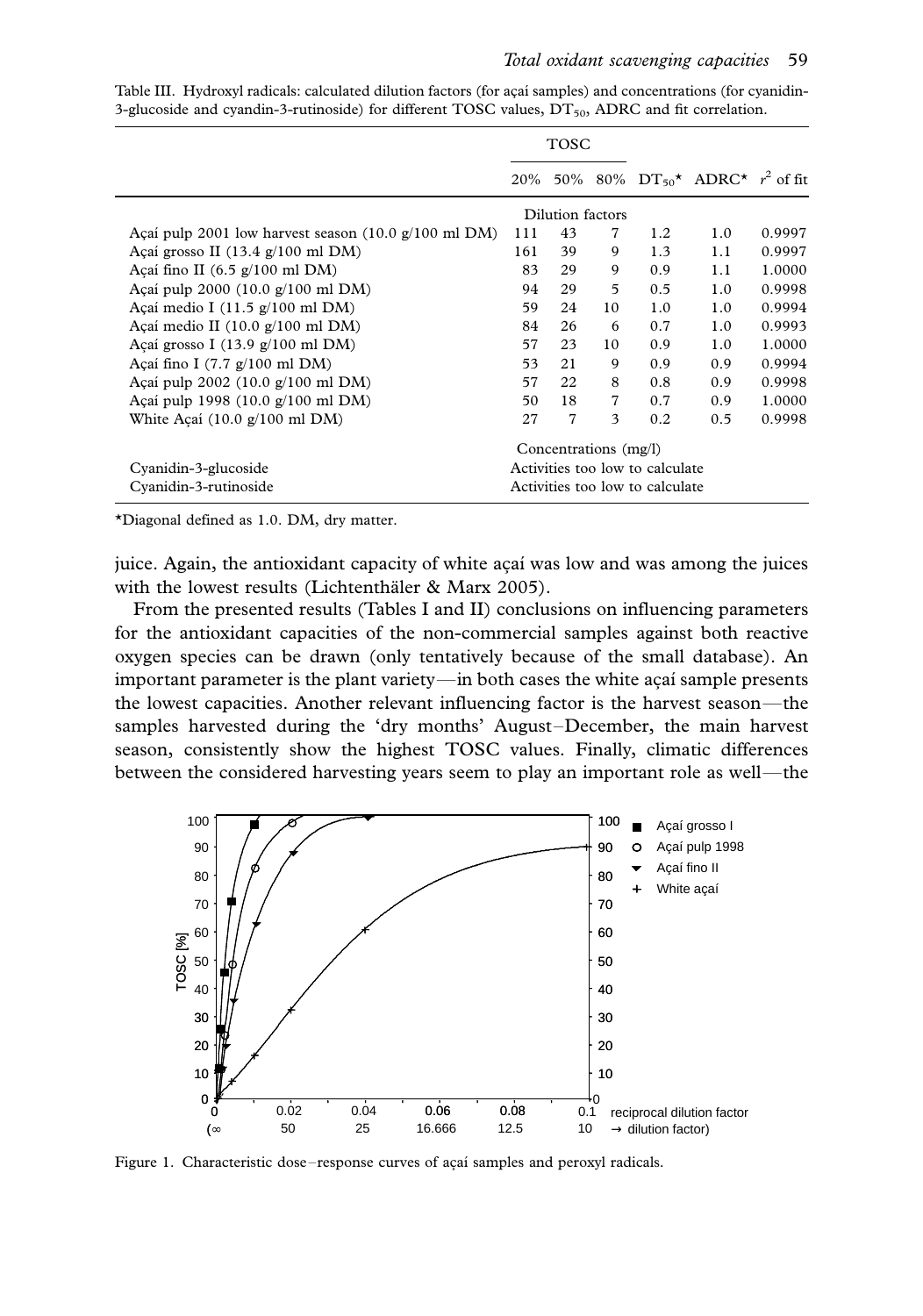Table III. Hydroxyl radicals: calculated dilution factors (for açaí samples) and concentrations (for cyanidin-3-glucoside and cyandin-3-rutinoside) for different TOSC values, $DT_{50}$, ADRC and fit correlation.

| | TOSC | | | | | |
|---|---|---|---|---|---|---|
| | 20% | 50% | 80% | $DT_{50}$* | ADRC* | $r^2$ of fit |
| | Dilution factors | | | | | |
| Açaí pulp 2001 low harvest season (10.0 g/100 ml DM) | 111 | 43 | 7 | 1.2 | 1.0 | 0.9997 |
| Açaí grosso II (13.4 g/100 ml DM) | 161 | 39 | 9 | 1.3 | 1.1 | 0.9997 |
| Açaí fino II (6.5 g/100 ml DM) | 83 | 29 | 9 | 0.9 | 1.1 | 1.0000 |
| Açaí pulp 2000 (10.0 g/100 ml DM) | 94 | 29 | 5 | 0.5 | 1.0 | 0.9998 |
| Açaí medio I (11.5 g/100 ml DM) | 59 | 24 | 10 | 1.0 | 1.0 | 0.9994 |
| Açaí medio II (10.0 g/100 ml DM) | 84 | 26 | 6 | 0.7 | 1.0 | 0.9993 |
| Açaí grosso I (13.9 g/100 ml DM) | 57 | 23 | 10 | 0.9 | 1.0 | 1.0000 |
| Açaí fino I (7.7 g/100 ml DM) | 53 | 21 | 9 | 0.9 | 0.9 | 0.9994 |
| Açaí pulp 2002 (10.0 g/100 ml DM) | 57 | 22 | 8 | 0.8 | 0.9 | 0.9998 |
| Açaí pulp 1998 (10.0 g/100 ml DM) | 50 | 18 | 7 | 0.7 | 0.9 | 1.0000 |
| White Açaí (10.0 g/100 ml DM) | 27 | 7 | 3 | 0.2 | 0.5 | 0.9998 |
| | Concentrations (mg/l) | | | | | |
| Cyanidin-3-glucoside | Activities too low to calculate | | | | | |
| Cyanidin-3-rutinoside | Activities too low to calculate | | | | | |

*Diagonal defined as 1.0. DM, dry matter.

juice. Again, the antioxidant capacity of white açaí was low and was among the juices with the lowest results (Lichtenthäler & Marx 2005).

From the presented results (Tables I and II) conclusions on influencing parameters for the antioxidant capacities of the non-commercial samples against both reactive oxygen species can be drawn (only tentatively because of the small database). An important parameter is the plant variety—in both cases the white açaí sample presents the lowest capacities. Another relevant influencing factor is the harvest season—the samples harvested during the 'dry months' August–December, the main harvest season, consistently show the highest TOSC values. Finally, climatic differences between the considered harvesting years seem to play an important role as well—the

Figure 1. Characteristic dose–response curves of açaí samples and peroxyl radicals.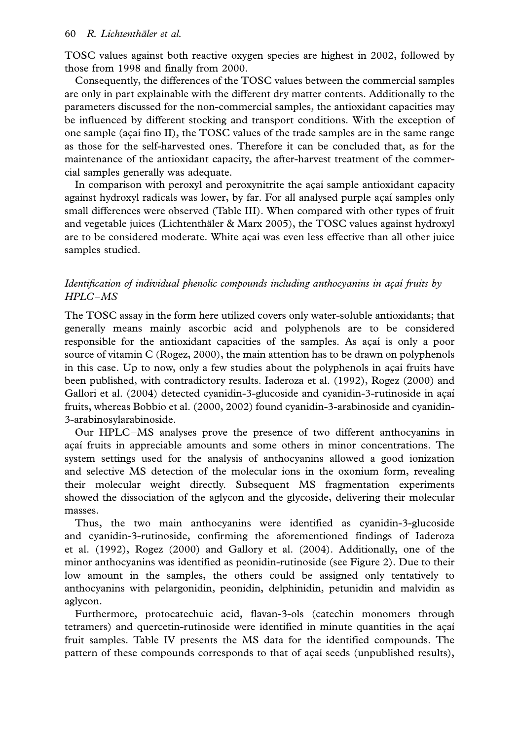TOSC values against both reactive oxygen species are highest in 2002, followed by those from 1998 and finally from 2000.

Consequently, the differences of the TOSC values between the commercial samples are only in part explainable with the different dry matter contents. Additionally to the parameters discussed for the non-commercial samples, the antioxidant capacities may be influenced by different stocking and transport conditions. With the exception of one sample (açaí fino II), the TOSC values of the trade samples are in the same range as those for the self-harvested ones. Therefore it can be concluded that, as for the maintenance of the antioxidant capacity, the after-harvest treatment of the commercial samples generally was adequate.

In comparison with peroxyl and peroxynitrite the açaí sample antioxidant capacity against hydroxyl radicals was lower, by far. For all analysed purple açaí samples only small differences were observed (Table III). When compared with other types of fruit and vegetable juices (Lichtenthäler & Marx 2005), the TOSC values against hydroxyl are to be considered moderate. White açaí was even less effective than all other juice samples studied.

### *Identification of individual phenolic compounds including anthocyanins in açaí fruits by HPLC–MS*

The TOSC assay in the form here utilized covers only water-soluble antioxidants; that generally means mainly ascorbic acid and polyphenols are to be considered responsible for the antioxidant capacities of the samples. As açaí is only a poor source of vitamin C (Rogez, 2000), the main attention has to be drawn on polyphenols in this case. Up to now, only a few studies about the polyphenols in açaí fruits have been published, with contradictory results. Iaderoza et al. (1992), Rogez (2000) and Gallori et al. (2004) detected cyanidin-3-glucoside and cyanidin-3-rutinoside in açaí fruits, whereas Bobbio et al. (2000, 2002) found cyanidin-3-arabinoside and cyanidin-3-arabinosylarabinoside.

Our HPLC–MS analyses prove the presence of two different anthocyanins in açaí fruits in appreciable amounts and some others in minor concentrations. The system settings used for the analysis of anthocyanins allowed a good ionization and selective MS detection of the molecular ions in the oxonium form, revealing their molecular weight directly. Subsequent MS fragmentation experiments showed the dissociation of the aglycon and the glycoside, delivering their molecular masses.

Thus, the two main anthocyanins were identified as cyanidin-3-glucoside and cyanidin-3-rutinoside, confirming the aforementioned findings of Iaderoza et al. (1992), Rogez (2000) and Gallory et al. (2004). Additionally, one of the minor anthocyanins was identified as peonidin-rutinoside (see Figure 2). Due to their low amount in the samples, the others could be assigned only tentatively to anthocyanins with pelargonidin, peonidin, delphinidin, petunidin and malvidin as aglycon.

Furthermore, protocatechuic acid, flavan-3-ols (catechin monomers through tetramers) and quercetin-rutinoside were identified in minute quantities in the açaí fruit samples. Table IV presents the MS data for the identified compounds. The pattern of these compounds corresponds to that of açaí seeds (unpublished results),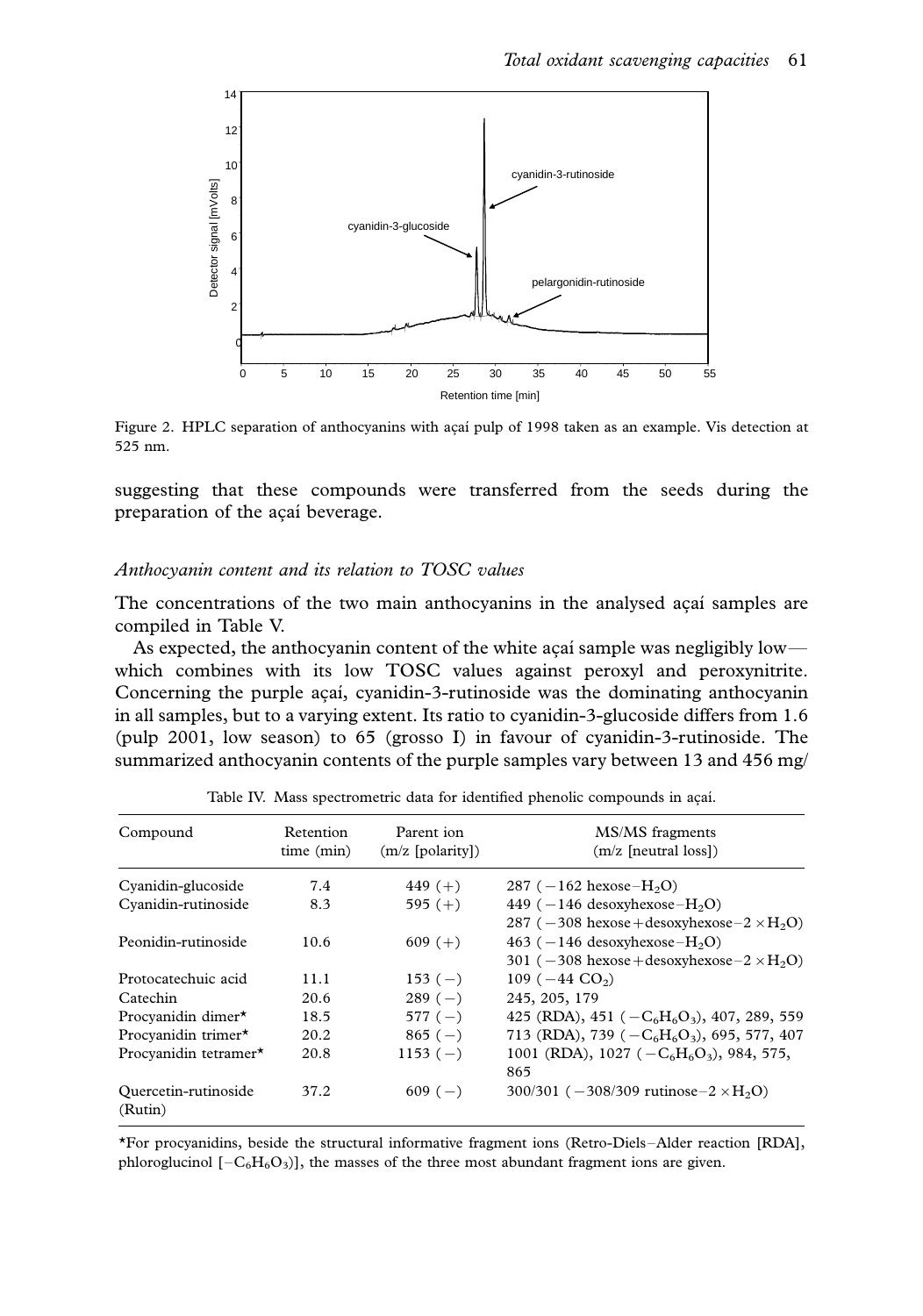Figure 2. HPLC separation of anthocyanins with açaí pulp of 1998 taken as an example. Vis detection at 525 nm.

suggesting that these compounds were transferred from the seeds during the preparation of the açaí beverage.

### *Anthocyanin content and its relation to TOSC values*

The concentrations of the two main anthocyanins in the analysed açaí samples are compiled in Table V.

As expected, the anthocyanin content of the white açaí sample was negligibly low—which combines with its low TOSC values against peroxyl and peroxynitrite. Concerning the purple açaí, cyanidin-3-rutinoside was the dominating anthocyanin in all samples, but to a varying extent. Its ratio to cyanidin-3-glucoside differs from 1.6 (pulp 2001, low season) to 65 (grosso I) in favour of cyanidin-3-rutinoside. The summarized anthocyanin contents of the purple samples vary between 13 and 456 mg/

Table IV. Mass spectrometric data for identified phenolic compounds in açaí.

| Compound | Retention time (min) | Parent ion (m/z [polarity]) | MS/MS fragments (m/z [neutral loss]) |
|---|---|---|---|
| Cyanidin-glucoside | 7.4 | 449 (+) | 287 (−162 hexose−$H_2O$) |
| Cyanidin-rutinoside | 8.3 | 595 (+) | 449 (−146 desoxyhexose−$H_2O$)<br>287 (−308 hexose+desoxyhexose−2 × $H_2O$) |
| Peonidin-rutinoside | 10.6 | 609 (+) | 463 (−146 desoxyhexose−$H_2O$)<br>301 (−308 hexose+desoxyhexose−2 × $H_2O$) |
| Protocatechuic acid | 11.1 | 153 (−) | 109 (−44 $CO_2$) |
| Catechin | 20.6 | 289 (−) | 245, 205, 179 |
| Procyanidin dimer* | 18.5 | 577 (−) | 425 (RDA), 451 (−$C_6H_6O_3$), 407, 289, 559 |
| Procyanidin trimer* | 20.2 | 865 (−) | 713 (RDA), 739 (−$C_6H_6O_3$), 695, 577, 407 |
| Procyanidin tetramer* | 20.8 | 1153 (−) | 1001 (RDA), 1027 (−$C_6H_6O_3$), 984, 575, 865 |
| Quercetin-rutinoside (Rutin) | 37.2 | 609 (−) | 300/301 (−308/309 rutinose−2 × $H_2O$) |

*For procyanidins, beside the structural informative fragment ions (Retro-Diels–Alder reaction [RDA], phloroglucinol [−$C_6H_6O_3$)], the masses of the three most abundant fragment ions are given.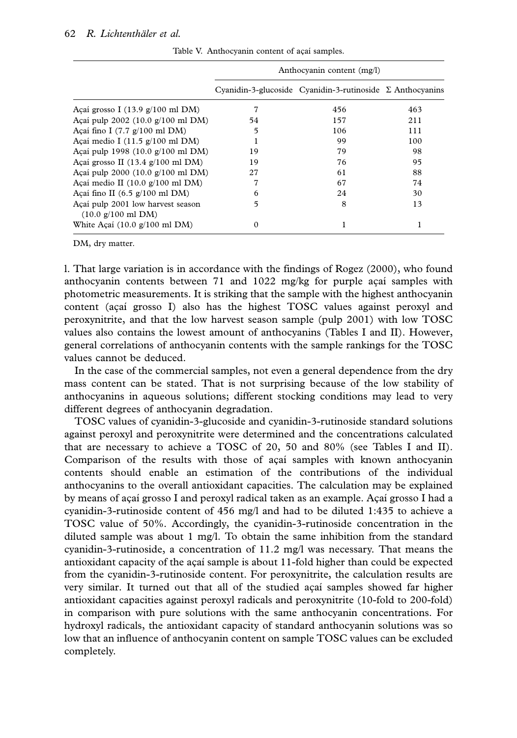Table V. Anthocyanin content of açaí samples.

| | Anthocyanin content (mg/l) | | |
|---|---|---|---|
| | Cyanidin-3-glucoside | Cyanidin-3-rutinoside | Σ Anthocyanins |
| Açaí grosso I (13.9 g/100 ml DM) | 7 | 456 | 463 |
| Açaí pulp 2002 (10.0 g/100 ml DM) | 54 | 157 | 211 |
| Açaí fino I (7.7 g/100 ml DM) | 5 | 106 | 111 |
| Açaí medio I (11.5 g/100 ml DM) | 1 | 99 | 100 |
| Açaí pulp 1998 (10.0 g/100 ml DM) | 19 | 79 | 98 |
| Açaí grosso II (13.4 g/100 ml DM) | 19 | 76 | 95 |
| Açaí pulp 2000 (10.0 g/100 ml DM) | 27 | 61 | 88 |
| Açaí medio II (10.0 g/100 ml DM) | 7 | 67 | 74 |
| Açaí fino II (6.5 g/100 ml DM) | 6 | 24 | 30 |
| Açaí pulp 2001 low harvest season (10.0 g/100 ml DM) | 5 | 8 | 13 |
| White Açaí (10.0 g/100 ml DM) | 0 | 1 | 1 |

DM, dry matter.

l. That large variation is in accordance with the findings of Rogez (2000), who found anthocyanin contents between 71 and 1022 mg/kg for purple açaí samples with photometric measurements. It is striking that the sample with the highest anthocyanin content (açaí grosso I) also has the highest TOSC values against peroxyl and peroxynitrite, and that the low harvest season sample (pulp 2001) with low TOSC values also contains the lowest amount of anthocyanins (Tables I and II). However, general correlations of anthocyanin contents with the sample rankings for the TOSC values cannot be deduced.

In the case of the commercial samples, not even a general dependence from the dry mass content can be stated. That is not surprising because of the low stability of anthocyanins in aqueous solutions; different stocking conditions may lead to very different degrees of anthocyanin degradation.

TOSC values of cyanidin-3-glucoside and cyanidin-3-rutinoside standard solutions against peroxyl and peroxynitrite were determined and the concentrations calculated that are necessary to achieve a TOSC of 20, 50 and 80% (see Tables I and II). Comparison of the results with those of açaí samples with known anthocyanin contents should enable an estimation of the contributions of the individual anthocyanins to the overall antioxidant capacities. The calculation may be explained by means of açaí grosso I and peroxyl radical taken as an example. Açaí grosso I had a cyanidin-3-rutinoside content of 456 mg/l and had to be diluted 1:435 to achieve a TOSC value of 50%. Accordingly, the cyanidin-3-rutinoside concentration in the diluted sample was about 1 mg/l. To obtain the same inhibition from the standard cyanidin-3-rutinoside, a concentration of 11.2 mg/l was necessary. That means the antioxidant capacity of the açaí sample is about 11-fold higher than could be expected from the cyanidin-3-rutinoside content. For peroxynitrite, the calculation results are very similar. It turned out that all of the studied açaí samples showed far higher antioxidant capacities against peroxyl radicals and peroxynitrite (10-fold to 200-fold) in comparison with pure solutions with the same anthocyanin concentrations. For hydroxyl radicals, the antioxidant capacity of standard anthocyanin solutions was so low that an influence of anthocyanin content on sample TOSC values can be excluded completely.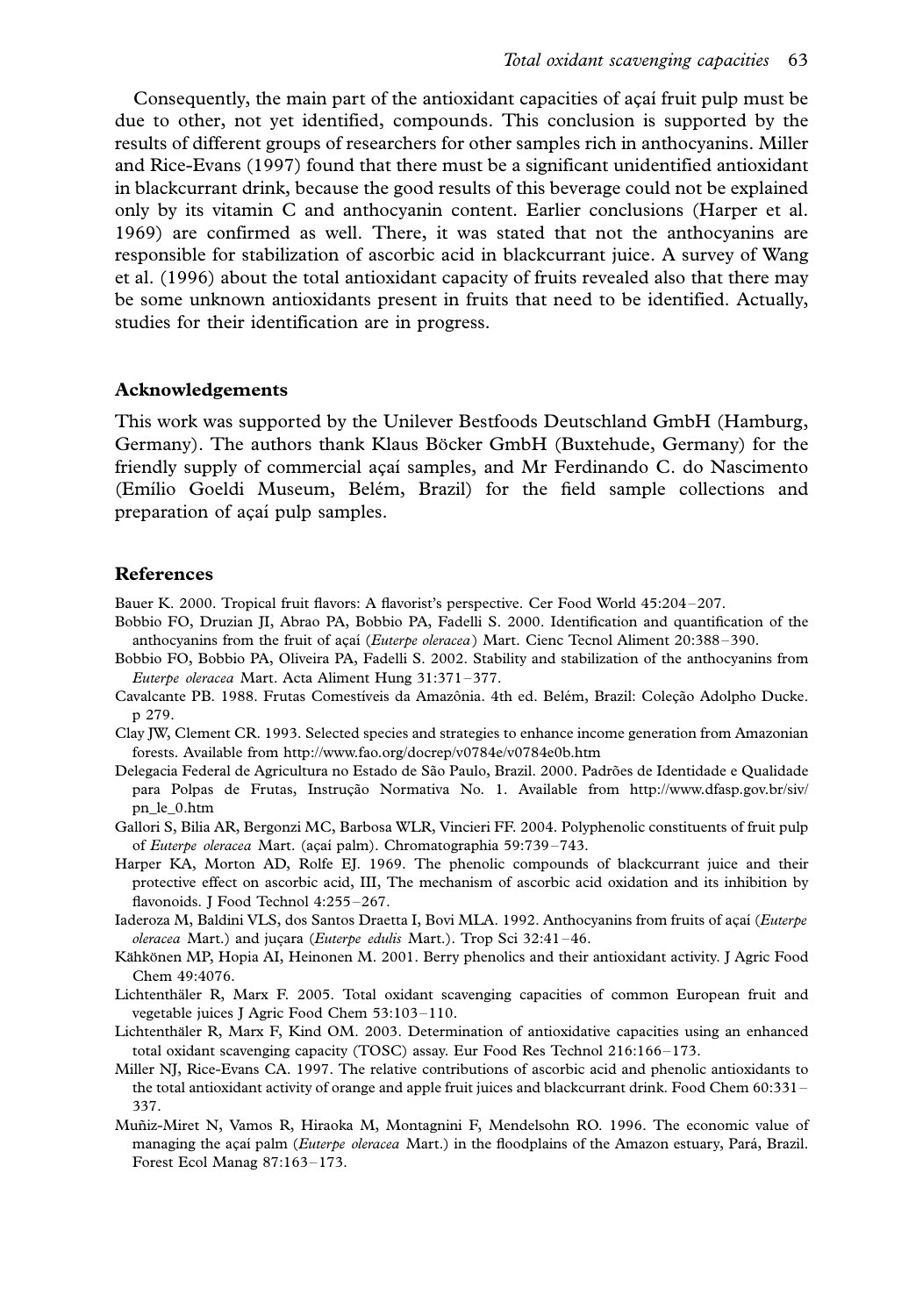Consequently, the main part of the antioxidant capacities of açaí fruit pulp must be due to other, not yet identified, compounds. This conclusion is supported by the results of different groups of researchers for other samples rich in anthocyanins. Miller and Rice-Evans (1997) found that there must be a significant unidentified antioxidant in blackcurrant drink, because the good results of this beverage could not be explained only by its vitamin C and anthocyanin content. Earlier conclusions (Harper et al. 1969) are confirmed as well. There, it was stated that not the anthocyanins are responsible for stabilization of ascorbic acid in blackcurrant juice. A survey of Wang et al. (1996) about the total antioxidant capacity of fruits revealed also that there may be some unknown antioxidants present in fruits that need to be identified. Actually, studies for their identification are in progress.

## Acknowledgements

This work was supported by the Unilever Bestfoods Deutschland GmbH (Hamburg, Germany). The authors thank Klaus Böcker GmbH (Buxtehude, Germany) for the friendly supply of commercial açaí samples, and Mr Ferdinando C. do Nascimento (Emílio Goeldi Museum, Belém, Brazil) for the field sample collections and preparation of açaí pulp samples.

## References

Bauer K. 2000. Tropical fruit flavors: A flavorist's perspective. Cer Food World 45:204–207.

Bobbio FO, Druzian JI, Abrao PA, Bobbio PA, Fadelli S. 2000. Identification and quantification of the anthocyanins from the fruit of açaí (*Euterpe oleracea*) Mart. Cienc Tecnol Aliment 20:388–390.

Bobbio FO, Bobbio PA, Oliveira PA, Fadelli S. 2002. Stability and stabilization of the anthocyanins from *Euterpe oleracea* Mart. Acta Aliment Hung 31:371–377.

Cavalcante PB. 1988. Frutas Comestíveis da Amazônia. 4th ed. Belém, Brazil: Coleção Adolpho Ducke. p 279.

Clay JW, Clement CR. 1993. Selected species and strategies to enhance income generation from Amazonian forests. Available from http://www.fao.org/docrep/v0784e/v0784e0b.htm

Delegacia Federal de Agricultura no Estado de São Paulo, Brazil. 2000. Padrões de Identidade e Qualidade para Polpas de Frutas, Instrução Normativa No. 1. Available from http://www.dfasp.gov.br/siv/pn_le_0.htm

Gallori S, Bilia AR, Bergonzi MC, Barbosa WLR, Vincieri FF. 2004. Polyphenolic constituents of fruit pulp of *Euterpe oleracea* Mart. (açaí palm). Chromatographia 59:739–743.

Harper KA, Morton AD, Rolfe EJ. 1969. The phenolic compounds of blackcurrant juice and their protective effect on ascorbic acid, III, The mechanism of ascorbic acid oxidation and its inhibition by flavonoids. J Food Technol 4:255–267.

Iaderoza M, Baldini VLS, dos Santos Draetta I, Bovi MLA. 1992. Anthocyanins from fruits of açaí (*Euterpe oleracea* Mart.) and juçara (*Euterpe edulis* Mart.). Trop Sci 32:41–46.

Kähkönen MP, Hopia AI, Heinonen M. 2001. Berry phenolics and their antioxidant activity. J Agric Food Chem 49:4076.

Lichtenthäler R, Marx F. 2005. Total oxidant scavenging capacities of common European fruit and vegetable juices J Agric Food Chem 53:103–110.

Lichtenthäler R, Marx F, Kind OM. 2003. Determination of antioxidative capacities using an enhanced total oxidant scavenging capacity (TOSC) assay. Eur Food Res Technol 216:166–173.

Miller NJ, Rice-Evans CA. 1997. The relative contributions of ascorbic acid and phenolic antioxidants to the total antioxidant activity of orange and apple fruit juices and blackcurrant drink. Food Chem 60:331–337.

Muñiz-Miret N, Vamos R, Hiraoka M, Montagnini F, Mendelsohn RO. 1996. The economic value of managing the açaí palm (*Euterpe oleracea* Mart.) in the floodplains of the Amazon estuary, Pará, Brazil. Forest Ecol Manag 87:163–173.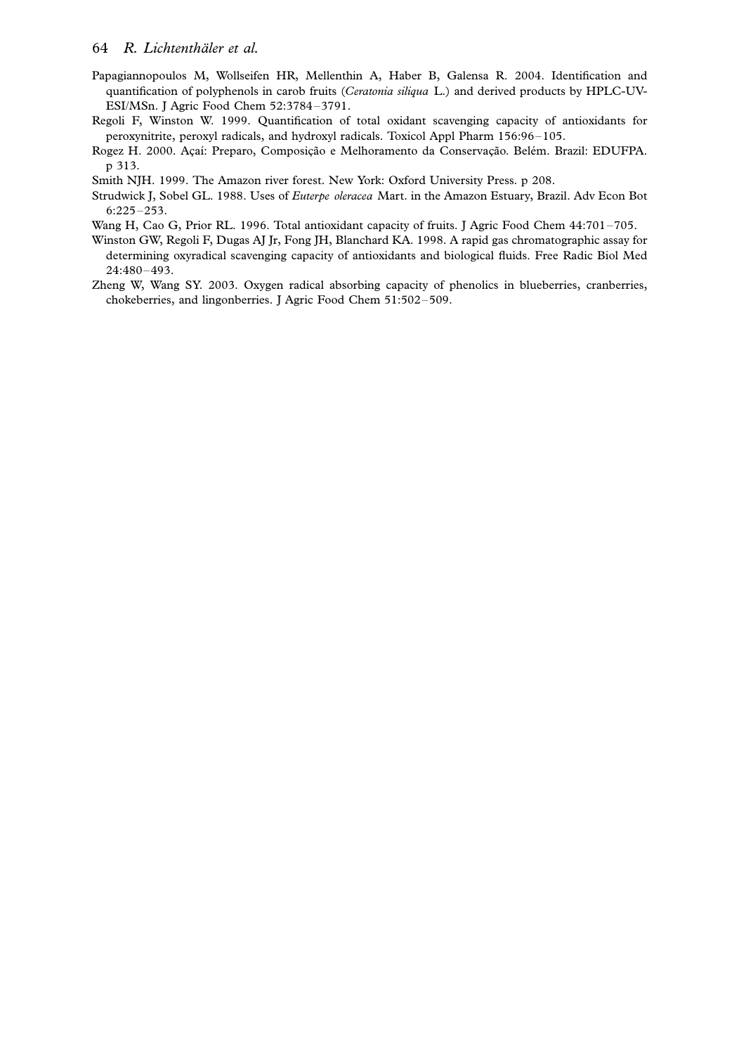Papagiannopoulos M, Wollseifen HR, Mellenthin A, Haber B, Galensa R. 2004. Identification and quantification of polyphenols in carob fruits (*Ceratonia siliqua* L.) and derived products by HPLC-UV-ESI/MSn. J Agric Food Chem 52:3784–3791.

Regoli F, Winston W. 1999. Quantification of total oxidant scavenging capacity of antioxidants for peroxynitrite, peroxyl radicals, and hydroxyl radicals. Toxicol Appl Pharm 156:96–105.

Rogez H. 2000. Açaí: Preparo, Composição e Melhoramento da Conservação. Belém. Brazil: EDUFPA. p 313.

Smith NJH. 1999. The Amazon river forest. New York: Oxford University Press. p 208.

Strudwick J, Sobel GL. 1988. Uses of *Euterpe oleracea* Mart. in the Amazon Estuary, Brazil. Adv Econ Bot 6:225–253.

Wang H, Cao G, Prior RL. 1996. Total antioxidant capacity of fruits. J Agric Food Chem 44:701–705.

Winston GW, Regoli F, Dugas AJ Jr, Fong JH, Blanchard KA. 1998. A rapid gas chromatographic assay for determining oxyradical scavenging capacity of antioxidants and biological fluids. Free Radic Biol Med 24:480–493.

Zheng W, Wang SY. 2003. Oxygen radical absorbing capacity of phenolics in blueberries, cranberries, chokeberries, and lingonberries. J Agric Food Chem 51:502–509.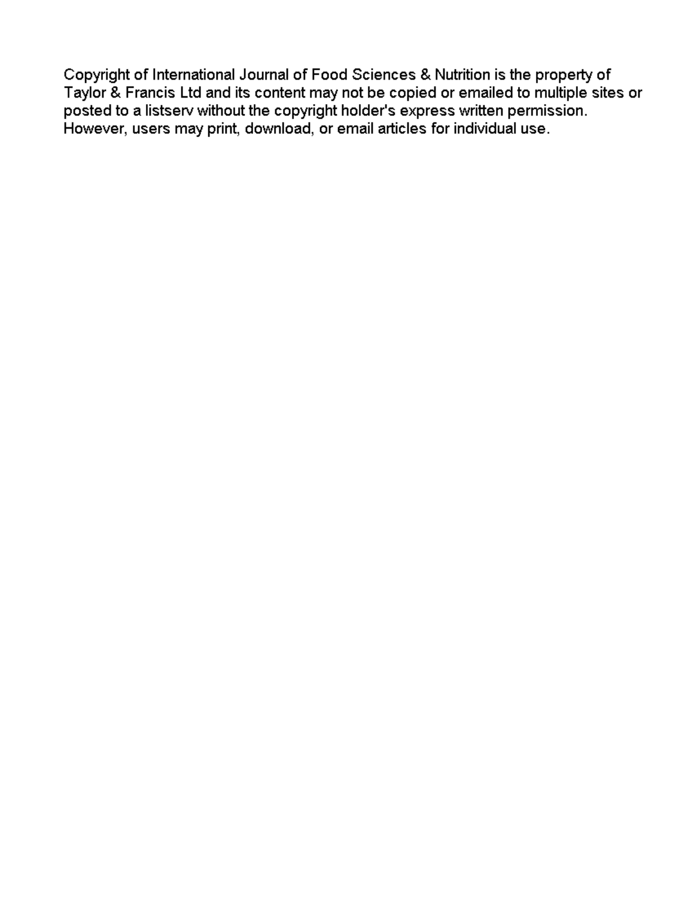Copyright of International Journal of Food Sciences & Nutrition is the property of Taylor & Francis Ltd and its content may not be copied or emailed to multiple sites or posted to a listserv without the copyright holder's express written permission. However, users may print, download, or email articles for individual use.